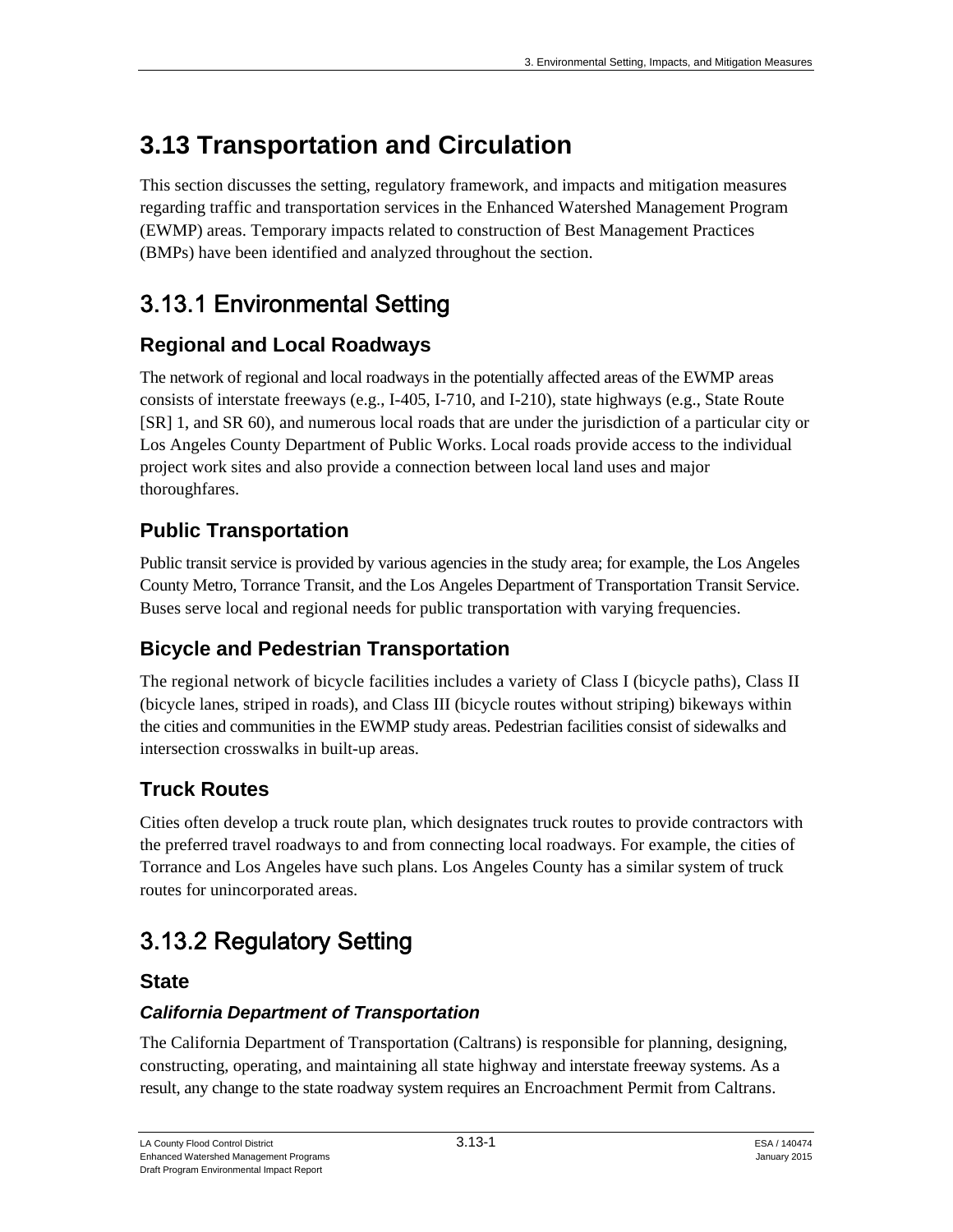# 3.13 Transportation and Circulation

This section discusses the setting, regulatory framework, and impacts and mitigation measures regarding traffic and transportation services in the Enhanced Watershed Management Program (EWMP) areas. Temporary impacts related to construction of Best Management Practices (BMPs) have been identified and analyzed throughout the section.

## 3.13.1 Environmental Setting

### Regional and Local Roadways

The network of regional and local roadways in the potentially affected areas of the EWMP areas consists of interstate freeways (e.g., I-405, I-710, and I-210), state highways (e.g., State Route [SR] 1, and SR 60), and numerous local roads that are under the jurisdiction of a particular city or Los Angeles County Department of Public Works. Local roads provide access to the individual project work sites and also provide a connection between local land uses and major thoroughfares.

### Public Transportation

Public transit service is provided by various agencies in the study area; for example, the Los Angeles County Metro, Torrance Transit, and the Los Angeles Department of Transportation Transit Service. Buses serve local and regional needs for public transportation with varying frequencies.

### Bicycle and Pedestrian Transportation

The regional network of bicycle facilities includes a variety of Class I (bicycle paths), Class II (bicycle lanes, striped in roads), and Class III (bicycle routes without striping) bikeways within the cities and communities in the EWMP study areas. Pedestrian facilities consist of sidewalks and intersection crosswalks in built-up areas.

### Truck Routes

Cities often develop a truck route plan, which designates truck routes to provide contractors with the preferred travel roadways to and from connecting local roadways. For example, the cities of Torrance and Los Angeles have such plans. Los Angeles County has a similar system of truck routes for unincorporated areas.

## 3.13.2 Regulatory Setting

### State

#### *California Department of Transportation*

The California Department of Transportation (Caltrans) is responsible for planning, designing, constructing, operating, and maintaining all state highway and interstate freeway systems. As a result, any change to the state roadway system requires an Encroachment Permit from Caltrans.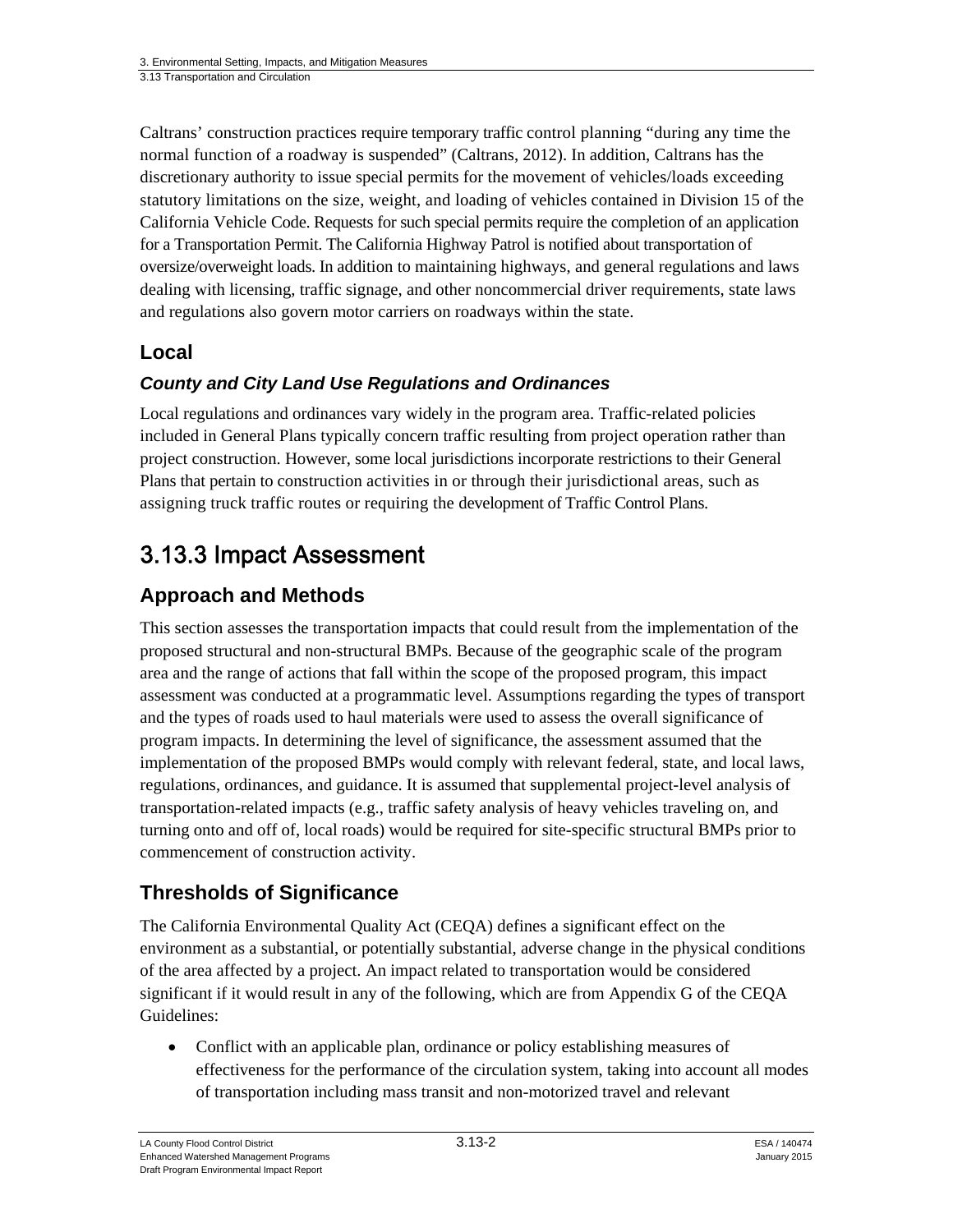Caltrans' construction practices require temporary traffic control planning "during any time the normal function of a roadway is suspended" (Caltrans, 2012). In addition, Caltrans has the discretionary authority to issue special permits for the movement of vehicles/loads exceeding statutory limitations on the size, weight, and loading of vehicles contained in Division 15 of the California Vehicle Code. Requests for such special permits require the completion of an application for a Transportation Permit. The California Highway Patrol is notified about transportation of oversize/overweight loads. In addition to maintaining highways, and general regulations and laws dealing with licensing, traffic signage, and other noncommercial driver requirements, state laws and regulations also govern motor carriers on roadways within the state.

### Local

#### *County and City Land Use Regulations and Ordinances*

Local regulations and ordinances vary widely in the program area. Traffic-related policies included in General Plans typically concern traffic resulting from project operation rather than project construction. However, some local jurisdictions incorporate restrictions to their General Plans that pertain to construction activities in or through their jurisdictional areas, such as assigning truck traffic routes or requiring the development of Traffic Control Plans.

## 3.13.3 Impact Assessment

### Approach and Methods

This section assesses the transportation impacts that could result from the implementation of the proposed structural and non-structural BMPs. Because of the geographic scale of the program area and the range of actions that fall within the scope of the proposed program, this impact assessment was conducted at a programmatic level. Assumptions regarding the types of transport and the types of roads used to haul materials were used to assess the overall significance of program impacts. In determining the level of significance, the assessment assumed that the implementation of the proposed BMPs would comply with relevant federal, state, and local laws, regulations, ordinances, and guidance. It is assumed that supplemental project-level analysis of transportation-related impacts (e.g., traffic safety analysis of heavy vehicles traveling on, and turning onto and off of, local roads) would be required for site-specific structural BMPs prior to commencement of construction activity.

### Thresholds of Significance

The California Environmental Quality Act (CEQA) defines a significant effect on the environment as a substantial, or potentially substantial, adverse change in the physical conditions of the area affected by a project. An impact related to transportation would be considered significant if it would result in any of the following, which are from Appendix G of the CEQA Guidelines:

- Conflict with an applicable plan, ordinance or policy establishing measures of effectiveness for the performance of the circulation system, taking into account all modes of transportation including mass transit and non-motorized travel and relevant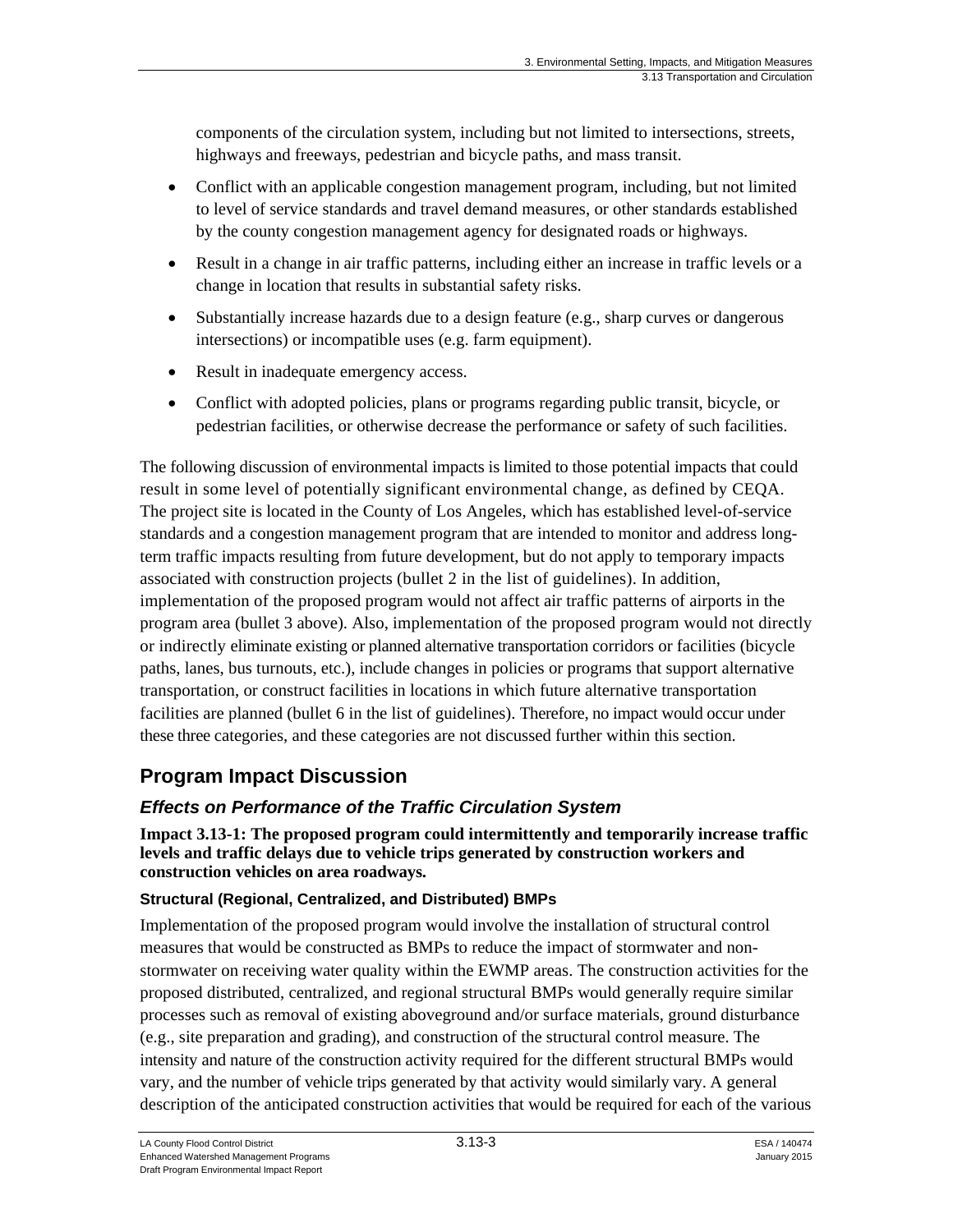components of the circulation system, including but not limited to intersections, streets, highways and freeways, pedestrian and bicycle paths, and mass transit.

- Conflict with an applicable congestion management program, including, but not limited to level of service standards and travel demand measures, or other standards established by the county congestion management agency for designated roads or highways.
- Result in a change in air traffic patterns, including either an increase in traffic levels or a change in location that results in substantial safety risks.
- Substantially increase hazards due to a design feature (e.g., sharp curves or dangerous intersections) or incompatible uses (e.g. farm equipment).
- Result in inadequate emergency access.
- Conflict with adopted policies, plans or programs regarding public transit, bicycle, or pedestrian facilities, or otherwise decrease the performance or safety of such facilities.

The following discussion of environmental impacts is limited to those potential impacts that could result in some level of potentially significant environmental change, as defined by CEQA. The project site is located in the County of Los Angeles, which has established level-of-service standards and a congestion management program that are intended to monitor and address long-term traffic impacts resulting from future development, but do not apply to temporary impacts associated with construction projects (bullet 2 in the list of guidelines). In addition, implementation of the proposed program would not affect air traffic patterns of airports in the program area (bullet 3 above). Also, implementation of the proposed program would not directly or indirectly eliminate existing or planned alternative transportation corridors or facilities (bicycle paths, lanes, bus turnouts, etc.), include changes in policies or programs that support alternative transportation, or construct facilities in locations in which future alternative transportation facilities are planned (bullet 6 in the list of guidelines). Therefore, no impact would occur under these three categories, and these categories are not discussed further within this section.

## Program Impact Discussion

### *Effects on Performance of the Traffic Circulation System*

**Impact 3.13-1: The proposed program could intermittently and temporarily increase traffic levels and traffic delays due to vehicle trips generated by construction workers and construction vehicles on area roadways.**

#### Structural (Regional, Centralized, and Distributed) BMPs

Implementation of the proposed program would involve the installation of structural control measures that would be constructed as BMPs to reduce the impact of stormwater and non-stormwater on receiving water quality within the EWMP areas. The construction activities for the proposed distributed, centralized, and regional structural BMPs would generally require similar processes such as removal of existing aboveground and/or surface materials, ground disturbance (e.g., site preparation and grading), and construction of the structural control measure. The intensity and nature of the construction activity required for the different structural BMPs would vary, and the number of vehicle trips generated by that activity would similarly vary. A general description of the anticipated construction activities that would be required for each of the various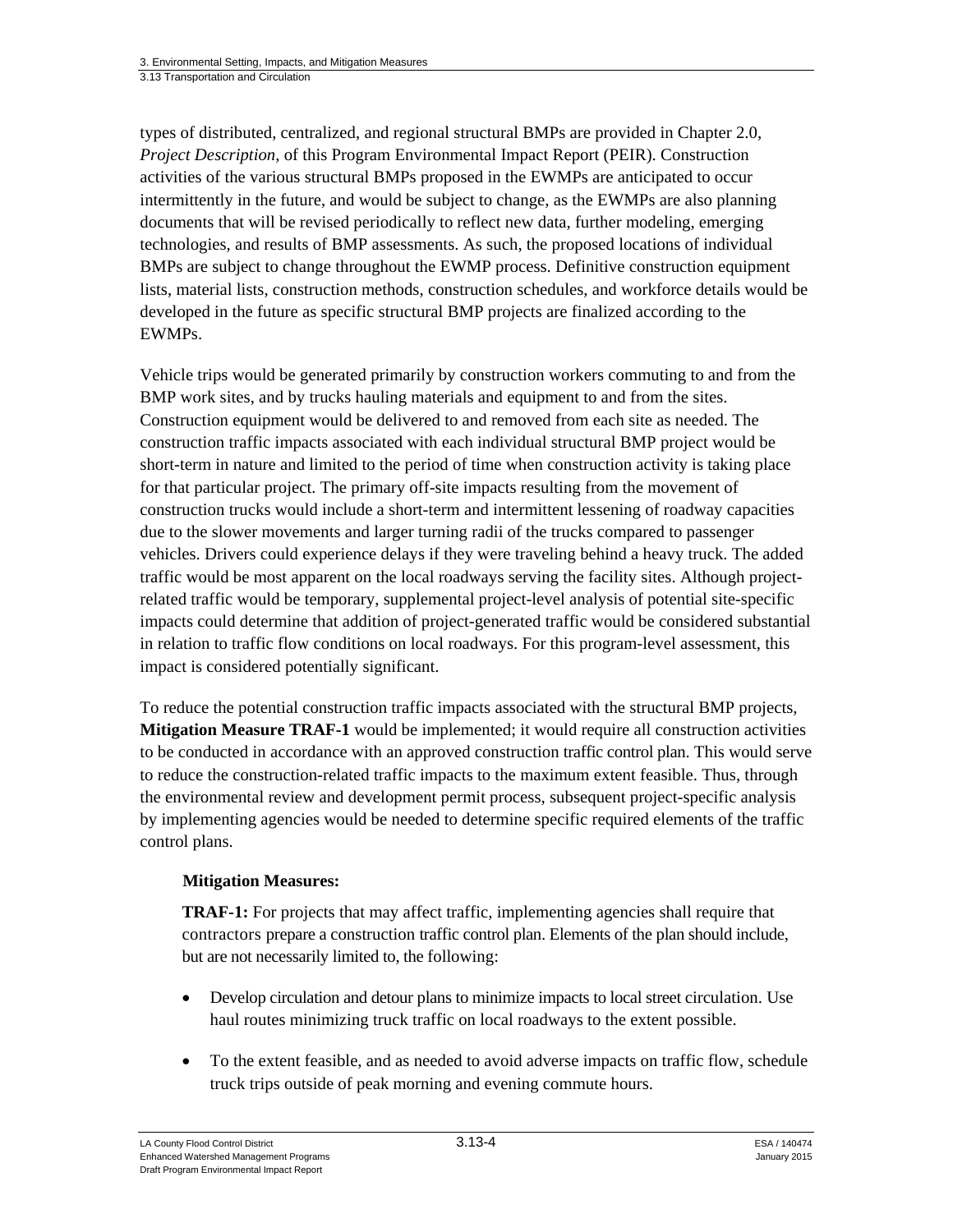types of distributed, centralized, and regional structural BMPs are provided in Chapter 2.0, *Project Description*, of this Program Environmental Impact Report (PEIR). Construction activities of the various structural BMPs proposed in the EWMPs are anticipated to occur intermittently in the future, and would be subject to change, as the EWMPs are also planning documents that will be revised periodically to reflect new data, further modeling, emerging technologies, and results of BMP assessments. As such, the proposed locations of individual BMPs are subject to change throughout the EWMP process. Definitive construction equipment lists, material lists, construction methods, construction schedules, and workforce details would be developed in the future as specific structural BMP projects are finalized according to the EWMPs.

Vehicle trips would be generated primarily by construction workers commuting to and from the BMP work sites, and by trucks hauling materials and equipment to and from the sites. Construction equipment would be delivered to and removed from each site as needed. The construction traffic impacts associated with each individual structural BMP project would be short-term in nature and limited to the period of time when construction activity is taking place for that particular project. The primary off-site impacts resulting from the movement of construction trucks would include a short-term and intermittent lessening of roadway capacities due to the slower movements and larger turning radii of the trucks compared to passenger vehicles. Drivers could experience delays if they were traveling behind a heavy truck. The added traffic would be most apparent on the local roadways serving the facility sites. Although project-related traffic would be temporary, supplemental project-level analysis of potential site-specific impacts could determine that addition of project-generated traffic would be considered substantial in relation to traffic flow conditions on local roadways. For this program-level assessment, this impact is considered potentially significant.

To reduce the potential construction traffic impacts associated with the structural BMP projects, **Mitigation Measure TRAF-1** would be implemented; it would require all construction activities to be conducted in accordance with an approved construction traffic control plan. This would serve to reduce the construction-related traffic impacts to the maximum extent feasible. Thus, through the environmental review and development permit process, subsequent project-specific analysis by implementing agencies would be needed to determine specific required elements of the traffic control plans.

**Mitigation Measures:**

**TRAF-1:** For projects that may affect traffic, implementing agencies shall require that contractors prepare a construction traffic control plan. Elements of the plan should include, but are not necessarily limited to, the following:

- Develop circulation and detour plans to minimize impacts to local street circulation. Use haul routes minimizing truck traffic on local roadways to the extent possible.
- To the extent feasible, and as needed to avoid adverse impacts on traffic flow, schedule truck trips outside of peak morning and evening commute hours.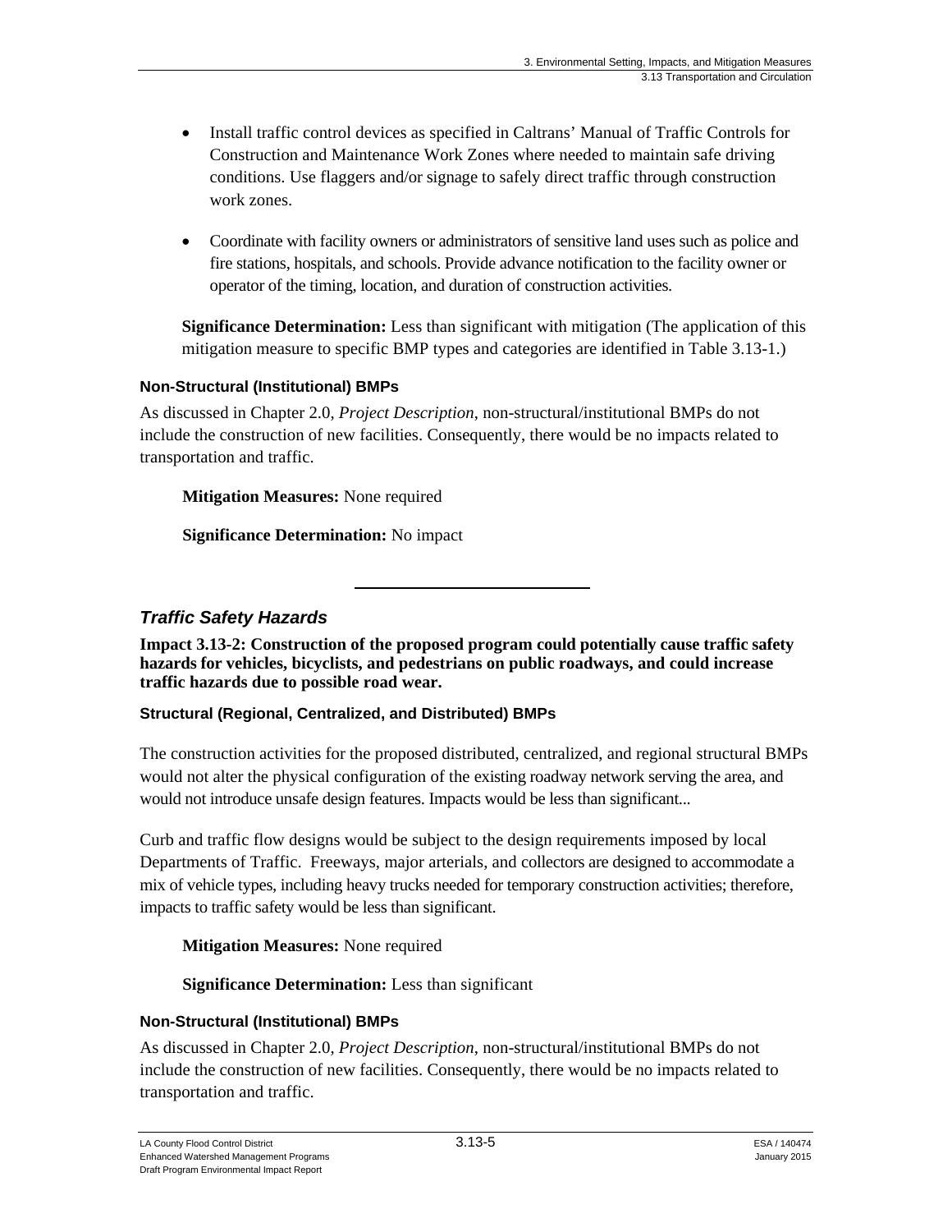- Install traffic control devices as specified in Caltrans' Manual of Traffic Controls for Construction and Maintenance Work Zones where needed to maintain safe driving conditions. Use flaggers and/or signage to safely direct traffic through construction work zones.
- Coordinate with facility owners or administrators of sensitive land uses such as police and fire stations, hospitals, and schools. Provide advance notification to the facility owner or operator of the timing, location, and duration of construction activities.

**Significance Determination:** Less than significant with mitigation (The application of this mitigation measure to specific BMP types and categories are identified in Table 3.13-1.)

#### Non-Structural (Institutional) BMPs

As discussed in Chapter 2.0, *Project Description*, non-structural/institutional BMPs do not include the construction of new facilities. Consequently, there would be no impacts related to transportation and traffic.

**Mitigation Measures:** None required

**Significance Determination:** No impact

---

### *Traffic Safety Hazards*

**Impact 3.13-2: Construction of the proposed program could potentially cause traffic safety hazards for vehicles, bicyclists, and pedestrians on public roadways, and could increase traffic hazards due to possible road wear.**

#### Structural (Regional, Centralized, and Distributed) BMPs

The construction activities for the proposed distributed, centralized, and regional structural BMPs would not alter the physical configuration of the existing roadway network serving the area, and would not introduce unsafe design features. Impacts would be less than significant..

Curb and traffic flow designs would be subject to the design requirements imposed by local Departments of Traffic. Freeways, major arterials, and collectors are designed to accommodate a mix of vehicle types, including heavy trucks needed for temporary construction activities; therefore, impacts to traffic safety would be less than significant.

**Mitigation Measures:** None required

**Significance Determination:** Less than significant

#### Non-Structural (Institutional) BMPs

As discussed in Chapter 2.0, *Project Description*, non-structural/institutional BMPs do not include the construction of new facilities. Consequently, there would be no impacts related to transportation and traffic.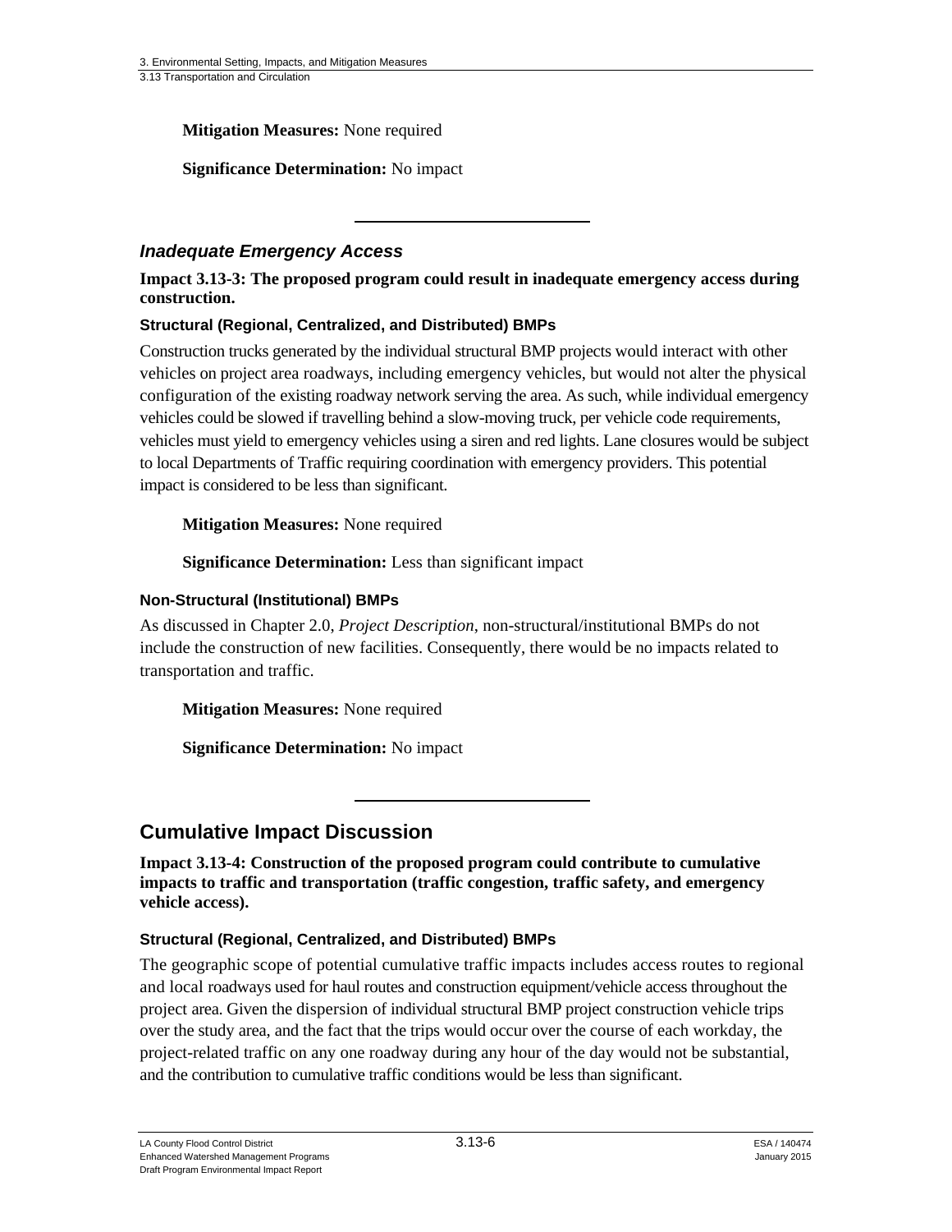**Mitigation Measures:** None required

**Significance Determination:** No impact

---

### *Inadequate Emergency Access*

**Impact 3.13-3: The proposed program could result in inadequate emergency access during construction.**

#### Structural (Regional, Centralized, and Distributed) BMPs

Construction trucks generated by the individual structural BMP projects would interact with other vehicles on project area roadways, including emergency vehicles, but would not alter the physical configuration of the existing roadway network serving the area. As such, while individual emergency vehicles could be slowed if travelling behind a slow-moving truck, per vehicle code requirements, vehicles must yield to emergency vehicles using a siren and red lights. Lane closures would be subject to local Departments of Traffic requiring coordination with emergency providers. This potential impact is considered to be less than significant.

**Mitigation Measures:** None required

**Significance Determination:** Less than significant impact

#### Non-Structural (Institutional) BMPs

As discussed in Chapter 2.0, *Project Description*, non-structural/institutional BMPs do not include the construction of new facilities. Consequently, there would be no impacts related to transportation and traffic.

**Mitigation Measures:** None required

**Significance Determination:** No impact

---

## Cumulative Impact Discussion

**Impact 3.13-4: Construction of the proposed program could contribute to cumulative impacts to traffic and transportation (traffic congestion, traffic safety, and emergency vehicle access).**

#### Structural (Regional, Centralized, and Distributed) BMPs

The geographic scope of potential cumulative traffic impacts includes access routes to regional and local roadways used for haul routes and construction equipment/vehicle access throughout the project area. Given the dispersion of individual structural BMP project construction vehicle trips over the study area, and the fact that the trips would occur over the course of each workday, the project-related traffic on any one roadway during any hour of the day would not be substantial, and the contribution to cumulative traffic conditions would be less than significant.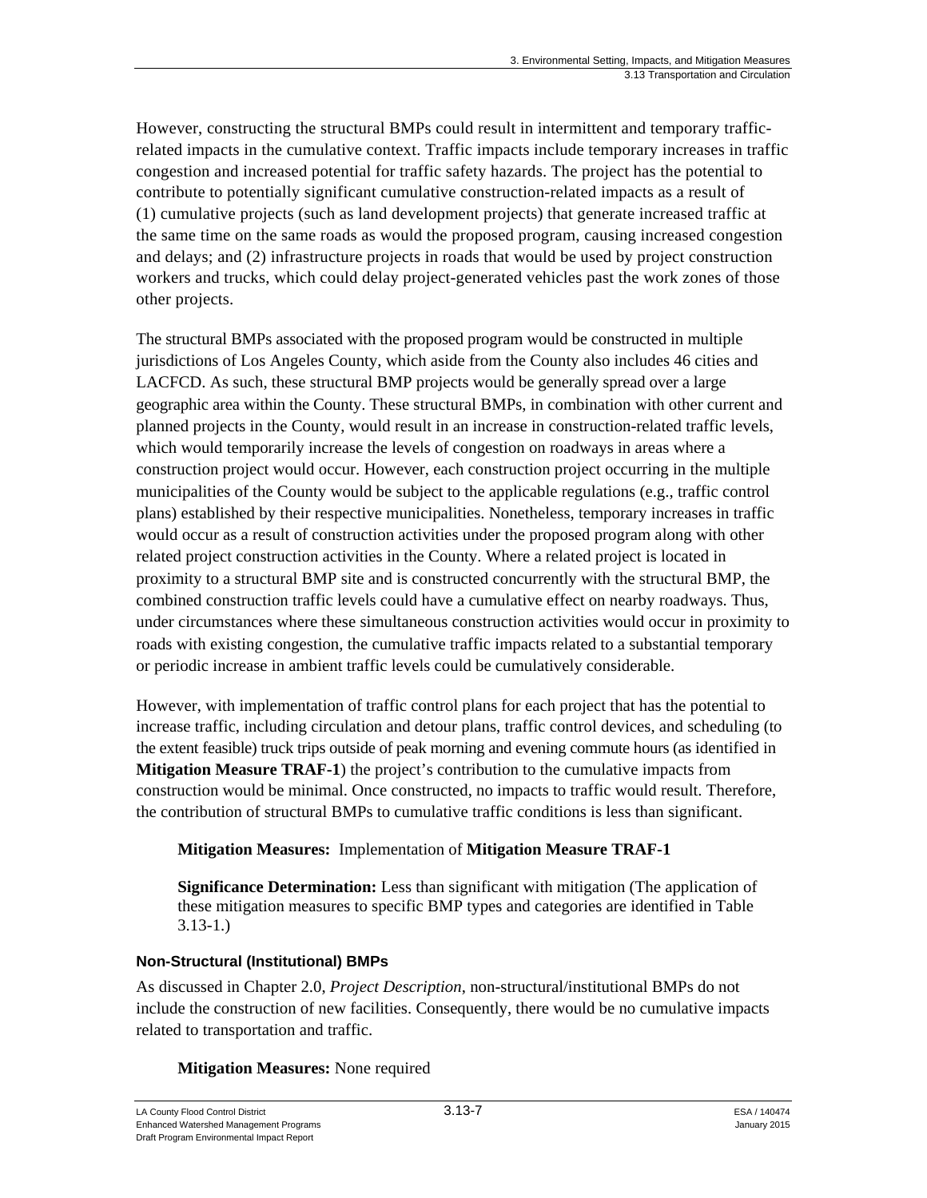However, constructing the structural BMPs could result in intermittent and temporary traffic-related impacts in the cumulative context. Traffic impacts include temporary increases in traffic congestion and increased potential for traffic safety hazards. The project has the potential to contribute to potentially significant cumulative construction-related impacts as a result of (1) cumulative projects (such as land development projects) that generate increased traffic at the same time on the same roads as would the proposed program, causing increased congestion and delays; and (2) infrastructure projects in roads that would be used by project construction workers and trucks, which could delay project-generated vehicles past the work zones of those other projects.

The structural BMPs associated with the proposed program would be constructed in multiple jurisdictions of Los Angeles County, which aside from the County also includes 46 cities and LACFCD. As such, these structural BMP projects would be generally spread over a large geographic area within the County. These structural BMPs, in combination with other current and planned projects in the County, would result in an increase in construction-related traffic levels, which would temporarily increase the levels of congestion on roadways in areas where a construction project would occur. However, each construction project occurring in the multiple municipalities of the County would be subject to the applicable regulations (e.g., traffic control plans) established by their respective municipalities. Nonetheless, temporary increases in traffic would occur as a result of construction activities under the proposed program along with other related project construction activities in the County. Where a related project is located in proximity to a structural BMP site and is constructed concurrently with the structural BMP, the combined construction traffic levels could have a cumulative effect on nearby roadways. Thus, under circumstances where these simultaneous construction activities would occur in proximity to roads with existing congestion, the cumulative traffic impacts related to a substantial temporary or periodic increase in ambient traffic levels could be cumulatively considerable.

However, with implementation of traffic control plans for each project that has the potential to increase traffic, including circulation and detour plans, traffic control devices, and scheduling (to the extent feasible) truck trips outside of peak morning and evening commute hours (as identified in **Mitigation Measure TRAF-1**) the project's contribution to the cumulative impacts from construction would be minimal. Once constructed, no impacts to traffic would result. Therefore, the contribution of structural BMPs to cumulative traffic conditions is less than significant.

> **Mitigation Measures:** Implementation of **Mitigation Measure TRAF-1**
>
> **Significance Determination:** Less than significant with mitigation (The application of these mitigation measures to specific BMP types and categories are identified in Table 3.13-1.)

#### Non-Structural (Institutional) BMPs

As discussed in Chapter 2.0, *Project Description*, non-structural/institutional BMPs do not include the construction of new facilities. Consequently, there would be no cumulative impacts related to transportation and traffic.

> **Mitigation Measures:** None required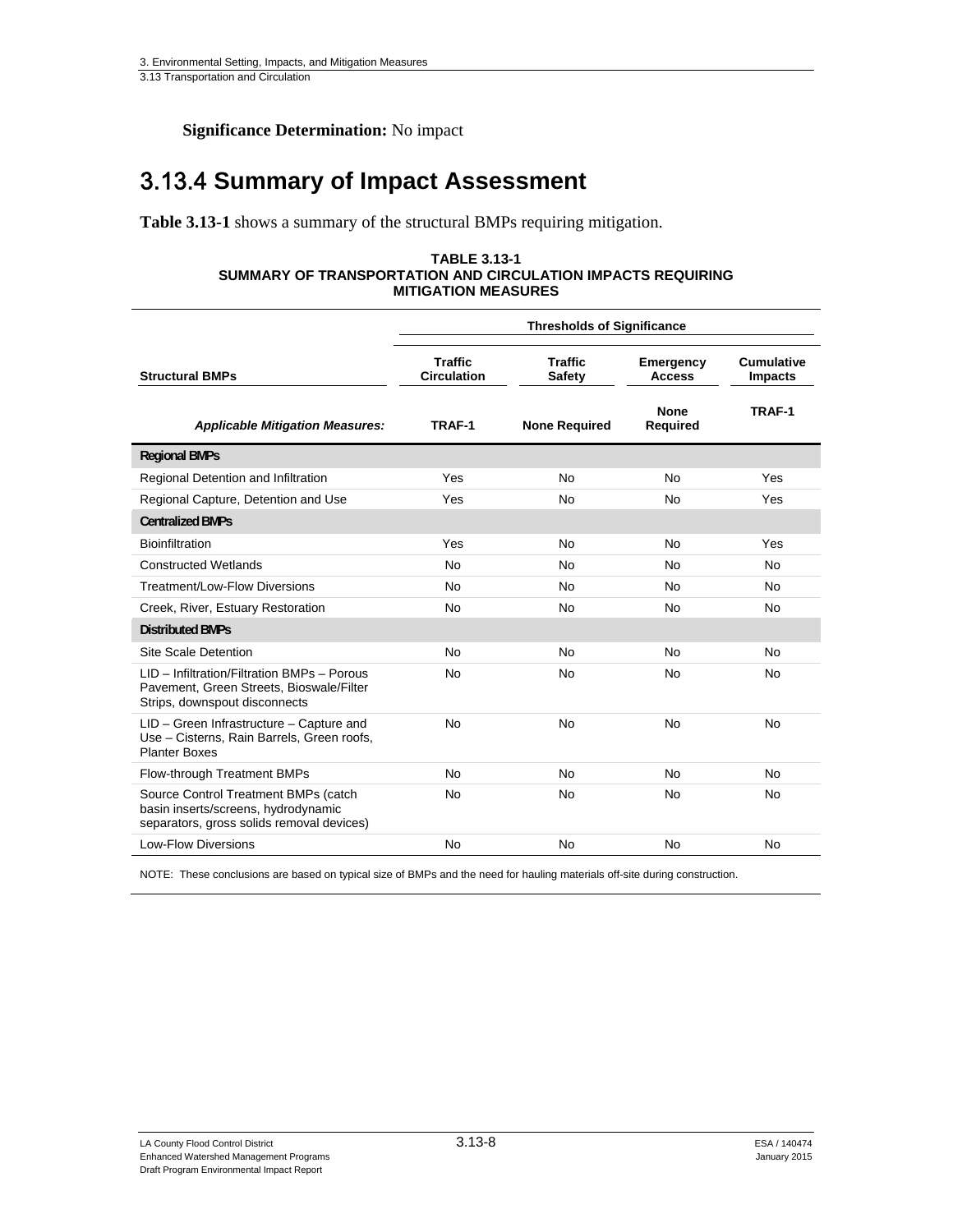**Significance Determination:** No impact

## 3.13.4 Summary of Impact Assessment

**Table 3.13-1** shows a summary of the structural BMPs requiring mitigation.

**TABLE 3.13-1**
**SUMMARY OF TRANSPORTATION AND CIRCULATION IMPACTS REQUIRING MITIGATION MEASURES**

| | Thresholds of Significance | | | |
|---|---|---|---|---|
| **Structural BMPs** | **Traffic Circulation** | **Traffic Safety** | **Emergency Access** | **Cumulative Impacts** |
| ***Applicable Mitigation Measures:*** | **TRAF-1** | **None Required** | **None Required** | **TRAF-1** |
| **Regional BMPs** | | | | |
| Regional Detention and Infiltration | Yes | No | No | Yes |
| Regional Capture, Detention and Use | Yes | No | No | Yes |
| **Centralized BMPs** | | | | |
| Bioinfiltration | Yes | No | No | Yes |
| Constructed Wetlands | No | No | No | No |
| Treatment/Low-Flow Diversions | No | No | No | No |
| Creek, River, Estuary Restoration | No | No | No | No |
| **Distributed BMPs** | | | | |
| Site Scale Detention | No | No | No | No |
| LID – Infiltration/Filtration BMPs – Porous Pavement, Green Streets, Bioswale/Filter Strips, downspout disconnects | No | No | No | No |
| LID – Green Infrastructure – Capture and Use – Cisterns, Rain Barrels, Green roofs, Planter Boxes | No | No | No | No |
| Flow-through Treatment BMPs | No | No | No | No |
| Source Control Treatment BMPs (catch basin inserts/screens, hydrodynamic separators, gross solids removal devices) | No | No | No | No |
| Low-Flow Diversions | No | No | No | No |

NOTE: These conclusions are based on typical size of BMPs and the need for hauling materials off-site during construction.